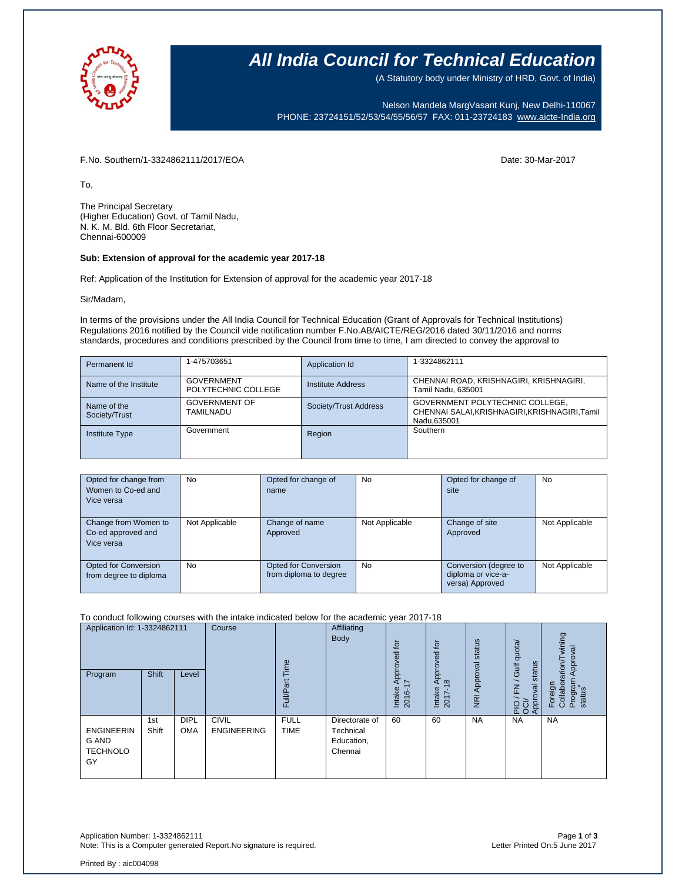# All India Council for Technical Education

(A Statutory body under Ministry of HRD, Govt. of India)

Nelson Mandela MargVasant Kunj, New Delhi-110067
PHONE: 23724151/52/53/54/55/56/57 FAX: 011-23724183 www.aicte-India.org

F.No. Southern/1-3324862111/2017/EOA

Date: 30-Mar-2017

To,

The Principal Secretary
(Higher Education) Govt. of Tamil Nadu,
N. K. M. Bld. 6th Floor Secretariat,
Chennai-600009

**Sub: Extension of approval for the academic year 2017-18**

Ref: Application of the Institution for Extension of approval for the academic year 2017-18

Sir/Madam,

In terms of the provisions under the All India Council for Technical Education (Grant of Approvals for Technical Institutions) Regulations 2016 notified by the Council vide notification number F.No.AB/AICTE/REG/2016 dated 30/11/2016 and norms standards, procedures and conditions prescribed by the Council from time to time, I am directed to convey the approval to

| Permanent Id | 1-475703651 | Application Id | 1-3324862111 |
|---|---|---|---|
| Name of the Institute | GOVERNMENT POLYTECHNIC COLLEGE | Institute Address | CHENNAI ROAD, KRISHNAGIRI, KRISHNAGIRI, Tamil Nadu, 635001 |
| Name of the Society/Trust | GOVERNMENT OF TAMILNADU | Society/Trust Address | GOVERNMENT POLYTECHNIC COLLEGE, CHENNAI SALAI,KRISHNAGIRI,KRISHNAGIRI,Tamil Nadu,635001 |
| Institute Type | Government | Region | Southern |

| Opted for change from Women to Co-ed and Vice versa | No | Opted for change of name | No | Opted for change of site | No |
|---|---|---|---|---|---|
| Change from Women to Co-ed approved and Vice versa | Not Applicable | Change of name Approved | Not Applicable | Change of site Approved | Not Applicable |
| Opted for Conversion from degree to diploma | No | Opted for Conversion from diploma to degree | No | Conversion (degree to diploma or vice-a-versa) Approved | Not Applicable |

To conduct following courses with the intake indicated below for the academic year 2017-18

| Application Id: 1-3324862111 | | | Course | Full/Part Time | Affiliating Body | Intake Approved for 2016-17 | Intake Approved for 2017-18 | NRI Approval status | PIO / FN / Gulf quota/ OCI/ Approval status | Foreign Collaboration/Twining Program Approval status* |
|---|---|---|---|---|---|---|---|---|---|---|
| Program | Shift | Level | | | | | | | | |
| ENGINEERING AND TECHNOLOGY | 1st Shift | DIPLOMA | CIVIL ENGINEERING | FULL TIME | Directorate of Technical Education, Chennai | 60 | 60 | NA | NA | NA |

Application Number: 1-3324862111
Note: This is a Computer generated Report.No signature is required.

Letter Printed On:5 June 2017

Printed By : aic004098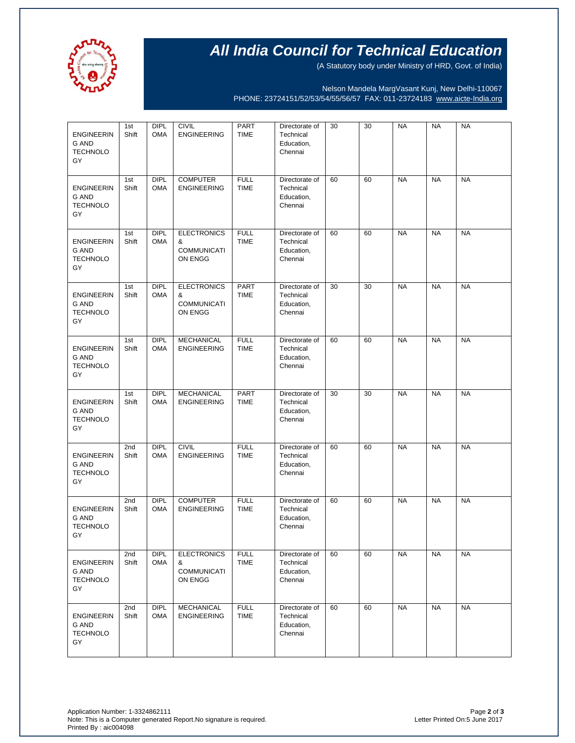| | | | | | | | | | | |
|---|---|---|---|---|---|---|---|---|---|---|
| ENGINEERING AND TECHNOLOGY | 1st Shift | DIPLOMA | CIVIL ENGINEERING | PART TIME | Directorate of Technical Education, Chennai | 30 | 30 | NA | NA | NA |
| ENGINEERING AND TECHNOLOGY | 1st Shift | DIPLOMA | COMPUTER ENGINEERING | FULL TIME | Directorate of Technical Education, Chennai | 60 | 60 | NA | NA | NA |
| ENGINEERING AND TECHNOLOGY | 1st Shift | DIPLOMA | ELECTRONICS & COMMUNICATION ENGG | FULL TIME | Directorate of Technical Education, Chennai | 60 | 60 | NA | NA | NA |
| ENGINEERING AND TECHNOLOGY | 1st Shift | DIPLOMA | ELECTRONICS & COMMUNICATION ENGG | PART TIME | Directorate of Technical Education, Chennai | 30 | 30 | NA | NA | NA |
| ENGINEERING AND TECHNOLOGY | 1st Shift | DIPLOMA | MECHANICAL ENGINEERING | FULL TIME | Directorate of Technical Education, Chennai | 60 | 60 | NA | NA | NA |
| ENGINEERING AND TECHNOLOGY | 1st Shift | DIPLOMA | MECHANICAL ENGINEERING | PART TIME | Directorate of Technical Education, Chennai | 30 | 30 | NA | NA | NA |
| ENGINEERING AND TECHNOLOGY | 2nd Shift | DIPLOMA | CIVIL ENGINEERING | FULL TIME | Directorate of Technical Education, Chennai | 60 | 60 | NA | NA | NA |
| ENGINEERING AND TECHNOLOGY | 2nd Shift | DIPLOMA | COMPUTER ENGINEERING | FULL TIME | Directorate of Technical Education, Chennai | 60 | 60 | NA | NA | NA |
| ENGINEERING AND TECHNOLOGY | 2nd Shift | DIPLOMA | ELECTRONICS & COMMUNICATION ENGG | FULL TIME | Directorate of Technical Education, Chennai | 60 | 60 | NA | NA | NA |
| ENGINEERING AND TECHNOLOGY | 2nd Shift | DIPLOMA | MECHANICAL ENGINEERING | FULL TIME | Directorate of Technical Education, Chennai | 60 | 60 | NA | NA | NA |

Application Number: 1-3324862111
Note: This is a Computer generated Report.No signature is required.
Printed By : aic004098

Letter Printed On:5 June 2017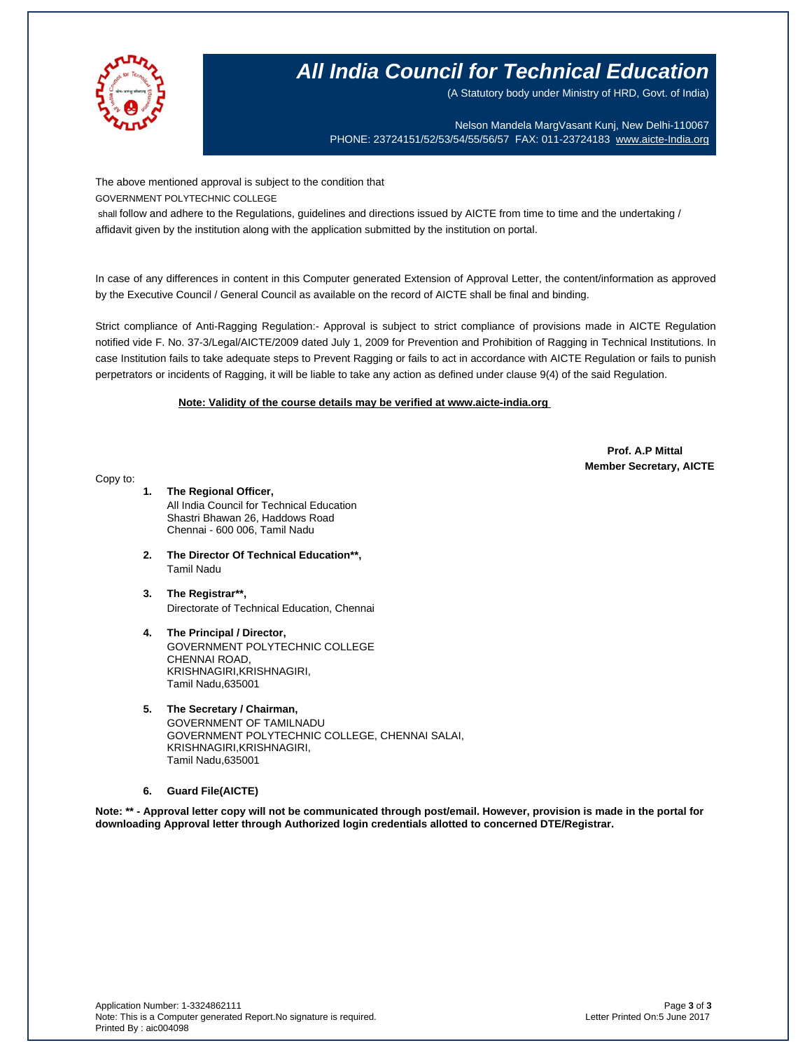# All India Council for Technical Education

(A Statutory body under Ministry of HRD, Govt. of India)

Nelson Mandela MargVasant Kunj, New Delhi-110067
PHONE: 23724151/52/53/54/55/56/57 FAX: 011-23724183 www.aicte-India.org

The above mentioned approval is subject to the condition that
GOVERNMENT POLYTECHNIC COLLEGE
shall follow and adhere to the Regulations, guidelines and directions issued by AICTE from time to time and the undertaking / affidavit given by the institution along with the application submitted by the institution on portal.

In case of any differences in content in this Computer generated Extension of Approval Letter, the content/information as approved by the Executive Council / General Council as available on the record of AICTE shall be final and binding.

Strict compliance of Anti-Ragging Regulation:- Approval is subject to strict compliance of provisions made in AICTE Regulation notified vide F. No. 37-3/Legal/AICTE/2009 dated July 1, 2009 for Prevention and Prohibition of Ragging in Technical Institutions. In case Institution fails to take adequate steps to Prevent Ragging or fails to act in accordance with AICTE Regulation or fails to punish perpetrators or incidents of Ragging, it will be liable to take any action as defined under clause 9(4) of the said Regulation.

**Note: Validity of the course details may be verified at www.aicte-india.org**

**Prof. A.P Mittal**
**Member Secretary, AICTE**

Copy to:

1. **The Regional Officer,**
   All India Council for Technical Education
   Shastri Bhawan 26, Haddows Road
   Chennai - 600 006, Tamil Nadu

2. **The Director Of Technical Education\*\*,**
   Tamil Nadu

3. **The Registrar\*\*,**
   Directorate of Technical Education, Chennai

4. **The Principal / Director,**
   GOVERNMENT POLYTECHNIC COLLEGE
   CHENNAI ROAD,
   KRISHNAGIRI,KRISHNAGIRI,
   Tamil Nadu,635001

5. **The Secretary / Chairman,**
   GOVERNMENT OF TAMILNADU
   GOVERNMENT POLYTECHNIC COLLEGE, CHENNAI SALAI,
   KRISHNAGIRI,KRISHNAGIRI,
   Tamil Nadu,635001

6. **Guard File(AICTE)**

**Note: \*\* - Approval letter copy will not be communicated through post/email. However, provision is made in the portal for downloading Approval letter through Authorized login credentials allotted to concerned DTE/Registrar.**

Application Number: 1-3324862111
Note: This is a Computer generated Report.No signature is required.
Printed By : aic004098
Letter Printed On:5 June 2017